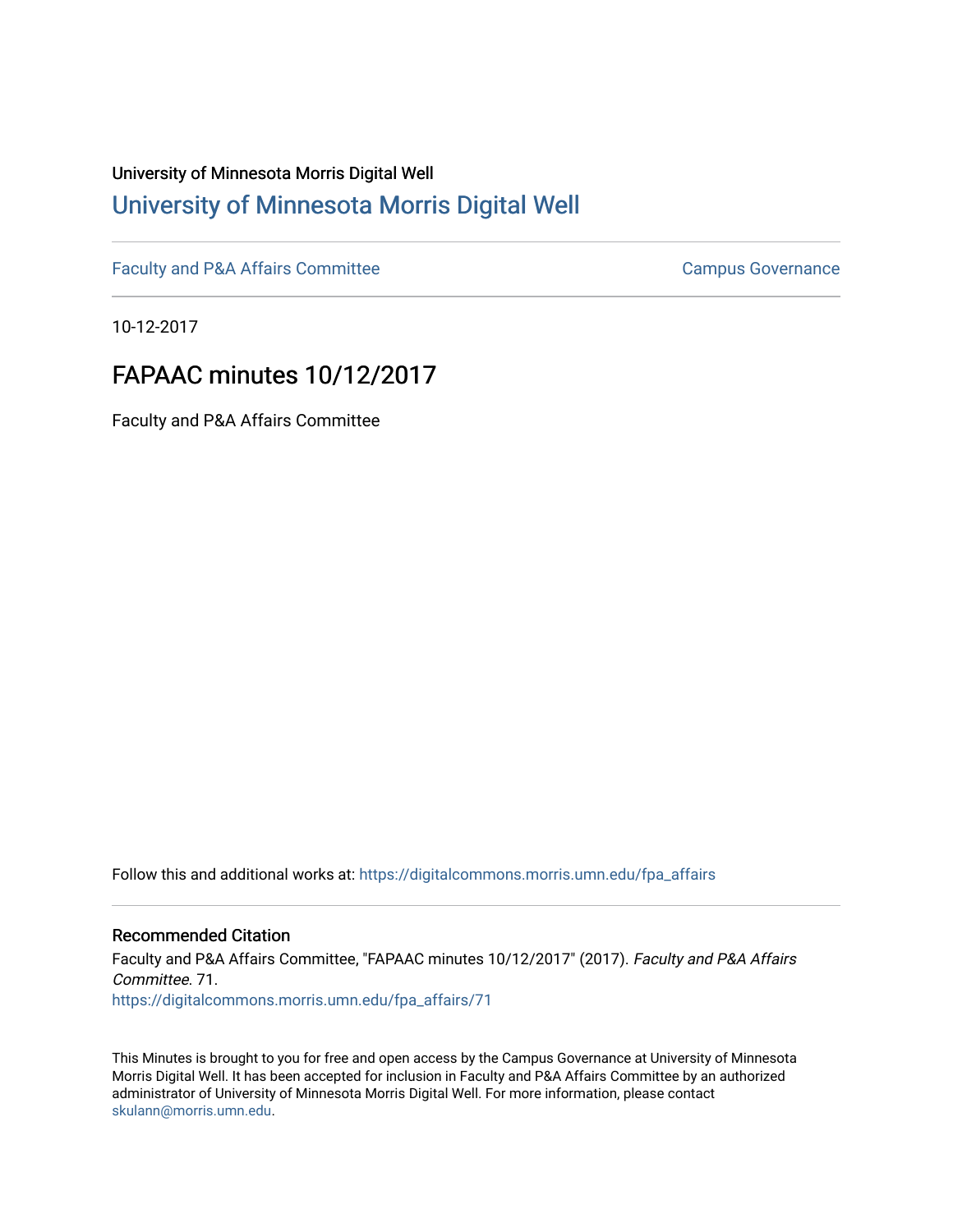University of Minnesota Morris Digital Well

# University of Minnesota Morris Digital Well

Faculty and P&A Affairs Committee | Campus Governance

10-12-2017

## FAPAAC minutes 10/12/2017

Faculty and P&A Affairs Committee

Follow this and additional works at: https://digitalcommons.morris.umn.edu/fpa_affairs

### Recommended Citation

Faculty and P&A Affairs Committee, "FAPAAC minutes 10/12/2017" (2017). *Faculty and P&A Affairs Committee*. 71.
https://digitalcommons.morris.umn.edu/fpa_affairs/71

This Minutes is brought to you for free and open access by the Campus Governance at University of Minnesota Morris Digital Well. It has been accepted for inclusion in Faculty and P&A Affairs Committee by an authorized administrator of University of Minnesota Morris Digital Well. For more information, please contact skulann@morris.umn.edu.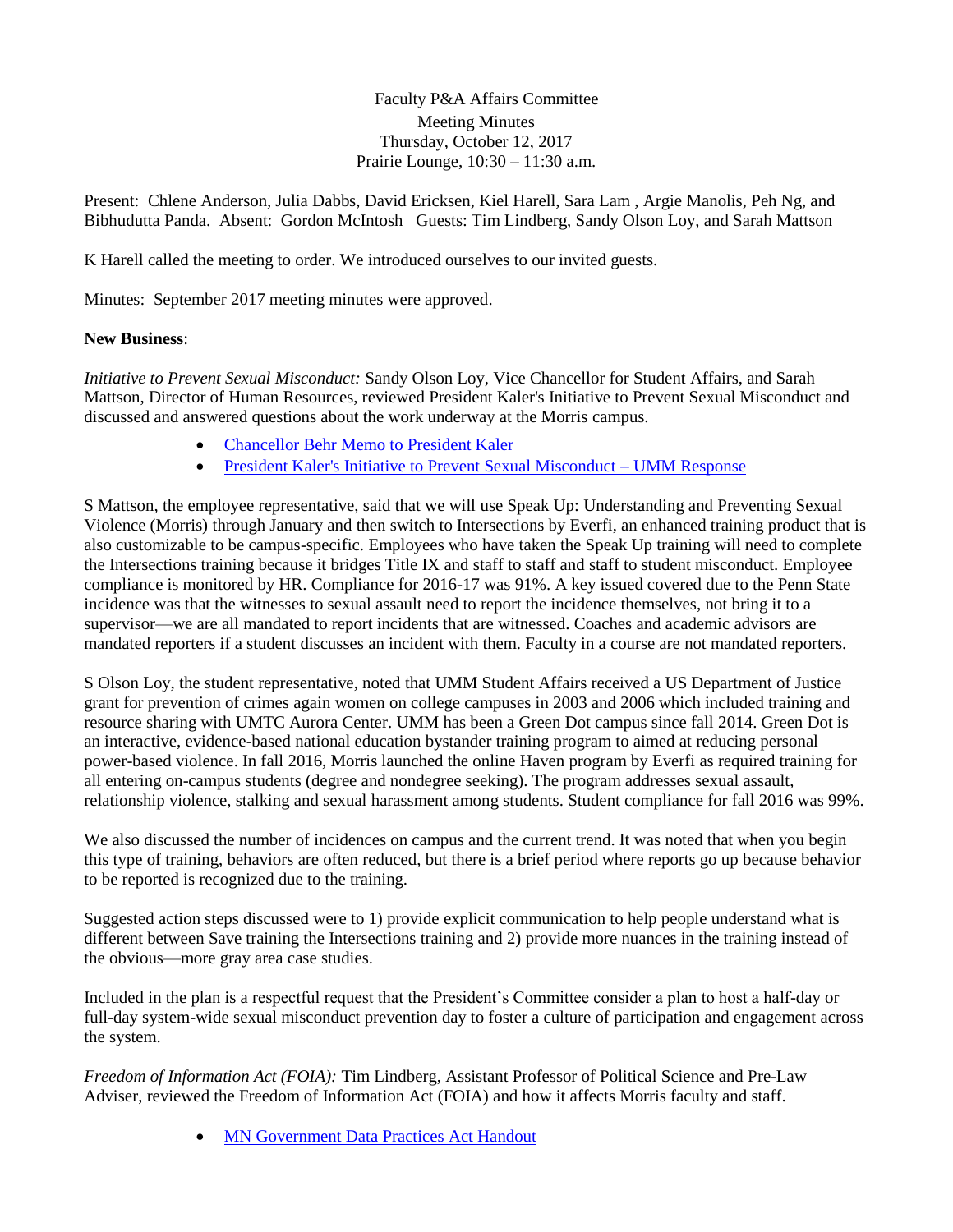Faculty P&A Affairs Committee
Meeting Minutes
Thursday, October 12, 2017
Prairie Lounge, 10:30 – 11:30 a.m.

Present: Chlene Anderson, Julia Dabbs, David Ericksen, Kiel Harell, Sara Lam , Argie Manolis, Peh Ng, and Bibhudutta Panda. Absent: Gordon McIntosh Guests: Tim Lindberg, Sandy Olson Loy, and Sarah Mattson

K Harell called the meeting to order. We introduced ourselves to our invited guests.

Minutes: September 2017 meeting minutes were approved.

**New Business**:

*Initiative to Prevent Sexual Misconduct:* Sandy Olson Loy, Vice Chancellor for Student Affairs, and Sarah Mattson, Director of Human Resources, reviewed President Kaler's Initiative to Prevent Sexual Misconduct and discussed and answered questions about the work underway at the Morris campus.

- Chancellor Behr Memo to President Kaler
- President Kaler's Initiative to Prevent Sexual Misconduct – UMM Response

S Mattson, the employee representative, said that we will use Speak Up: Understanding and Preventing Sexual Violence (Morris) through January and then switch to Intersections by Everfi, an enhanced training product that is also customizable to be campus-specific. Employees who have taken the Speak Up training will need to complete the Intersections training because it bridges Title IX and staff to staff and staff to student misconduct. Employee compliance is monitored by HR. Compliance for 2016-17 was 91%. A key issued covered due to the Penn State incidence was that the witnesses to sexual assault need to report the incidence themselves, not bring it to a supervisor—we are all mandated to report incidents that are witnessed. Coaches and academic advisors are mandated reporters if a student discusses an incident with them. Faculty in a course are not mandated reporters.

S Olson Loy, the student representative, noted that UMM Student Affairs received a US Department of Justice grant for prevention of crimes again women on college campuses in 2003 and 2006 which included training and resource sharing with UMTC Aurora Center. UMM has been a Green Dot campus since fall 2014. Green Dot is an interactive, evidence-based national education bystander training program to aimed at reducing personal power-based violence. In fall 2016, Morris launched the online Haven program by Everfi as required training for all entering on-campus students (degree and nondegree seeking). The program addresses sexual assault, relationship violence, stalking and sexual harassment among students. Student compliance for fall 2016 was 99%.

We also discussed the number of incidences on campus and the current trend. It was noted that when you begin this type of training, behaviors are often reduced, but there is a brief period where reports go up because behavior to be reported is recognized due to the training.

Suggested action steps discussed were to 1) provide explicit communication to help people understand what is different between Save training the Intersections training and 2) provide more nuances in the training instead of the obvious—more gray area case studies.

Included in the plan is a respectful request that the President's Committee consider a plan to host a half-day or full-day system-wide sexual misconduct prevention day to foster a culture of participation and engagement across the system.

*Freedom of Information Act (FOIA):* Tim Lindberg, Assistant Professor of Political Science and Pre-Law Adviser, reviewed the Freedom of Information Act (FOIA) and how it affects Morris faculty and staff.

- MN Government Data Practices Act Handout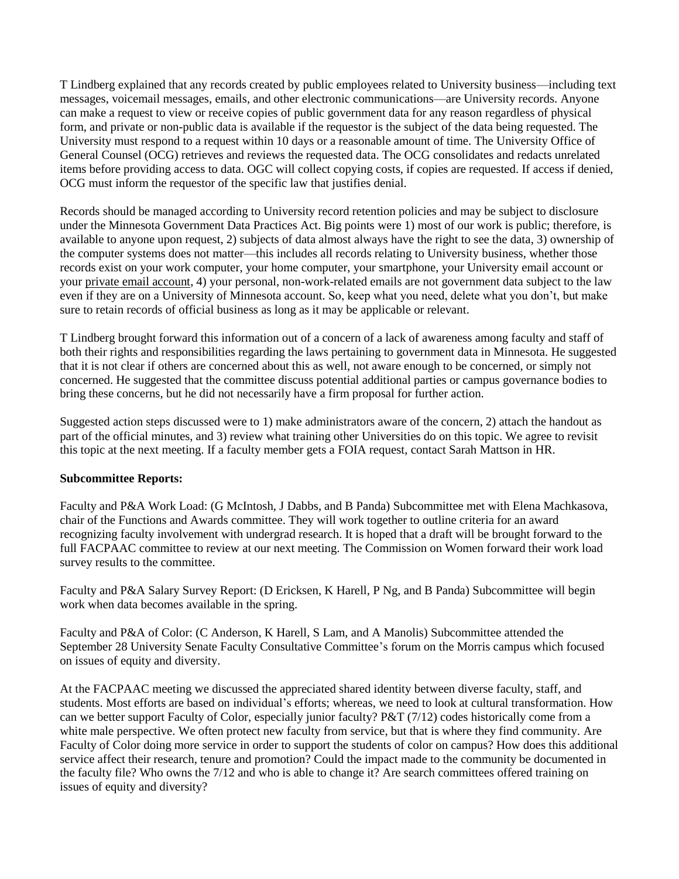T Lindberg explained that any records created by public employees related to University business—including text messages, voicemail messages, emails, and other electronic communications—are University records. Anyone can make a request to view or receive copies of public government data for any reason regardless of physical form, and private or non-public data is available if the requestor is the subject of the data being requested. The University must respond to a request within 10 days or a reasonable amount of time. The University Office of General Counsel (OCG) retrieves and reviews the requested data. The OCG consolidates and redacts unrelated items before providing access to data. OGC will collect copying costs, if copies are requested. If access if denied, OCG must inform the requestor of the specific law that justifies denial.

Records should be managed according to University record retention policies and may be subject to disclosure under the Minnesota Government Data Practices Act. Big points were 1) most of our work is public; therefore, is available to anyone upon request, 2) subjects of data almost always have the right to see the data, 3) ownership of the computer systems does not matter—this includes all records relating to University business, whether those records exist on your work computer, your home computer, your smartphone, your University email account or your private email account, 4) your personal, non-work-related emails are not government data subject to the law even if they are on a University of Minnesota account. So, keep what you need, delete what you don't, but make sure to retain records of official business as long as it may be applicable or relevant.

T Lindberg brought forward this information out of a concern of a lack of awareness among faculty and staff of both their rights and responsibilities regarding the laws pertaining to government data in Minnesota. He suggested that it is not clear if others are concerned about this as well, not aware enough to be concerned, or simply not concerned. He suggested that the committee discuss potential additional parties or campus governance bodies to bring these concerns, but he did not necessarily have a firm proposal for further action.

Suggested action steps discussed were to 1) make administrators aware of the concern, 2) attach the handout as part of the official minutes, and 3) review what training other Universities do on this topic. We agree to revisit this topic at the next meeting. If a faculty member gets a FOIA request, contact Sarah Mattson in HR.

**Subcommittee Reports:**

Faculty and P&A Work Load: (G McIntosh, J Dabbs, and B Panda) Subcommittee met with Elena Machkasova, chair of the Functions and Awards committee. They will work together to outline criteria for an award recognizing faculty involvement with undergrad research. It is hoped that a draft will be brought forward to the full FACPAAC committee to review at our next meeting. The Commission on Women forward their work load survey results to the committee.

Faculty and P&A Salary Survey Report: (D Ericksen, K Harell, P Ng, and B Panda) Subcommittee will begin work when data becomes available in the spring.

Faculty and P&A of Color: (C Anderson, K Harell, S Lam, and A Manolis) Subcommittee attended the September 28 University Senate Faculty Consultative Committee's forum on the Morris campus which focused on issues of equity and diversity.

At the FACPAAC meeting we discussed the appreciated shared identity between diverse faculty, staff, and students. Most efforts are based on individual's efforts; whereas, we need to look at cultural transformation. How can we better support Faculty of Color, especially junior faculty? P&T (7/12) codes historically come from a white male perspective. We often protect new faculty from service, but that is where they find community. Are Faculty of Color doing more service in order to support the students of color on campus? How does this additional service affect their research, tenure and promotion? Could the impact made to the community be documented in the faculty file? Who owns the 7/12 and who is able to change it? Are search committees offered training on issues of equity and diversity?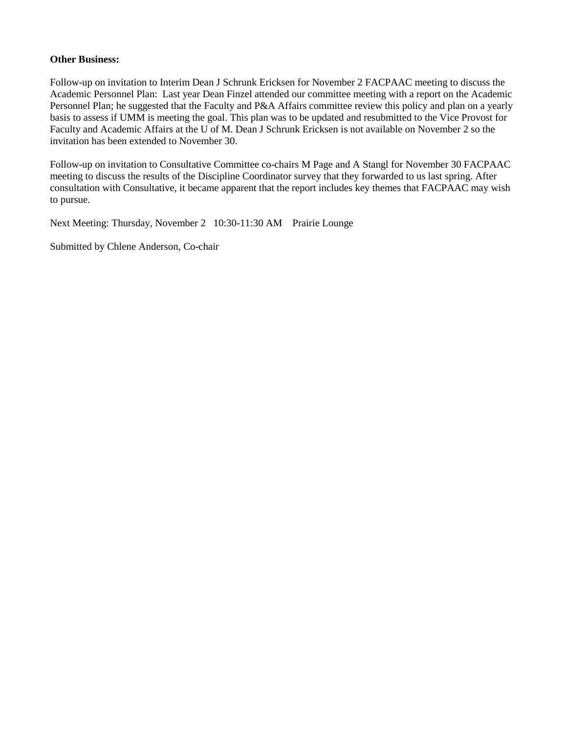**Other Business:**

Follow-up on invitation to Interim Dean J Schrunk Ericksen for November 2 FACPAAC meeting to discuss the Academic Personnel Plan: Last year Dean Finzel attended our committee meeting with a report on the Academic Personnel Plan; he suggested that the Faculty and P&A Affairs committee review this policy and plan on a yearly basis to assess if UMM is meeting the goal. This plan was to be updated and resubmitted to the Vice Provost for Faculty and Academic Affairs at the U of M. Dean J Schrunk Ericksen is not available on November 2 so the invitation has been extended to November 30.

Follow-up on invitation to Consultative Committee co-chairs M Page and A Stangl for November 30 FACPAAC meeting to discuss the results of the Discipline Coordinator survey that they forwarded to us last spring. After consultation with Consultative, it became apparent that the report includes key themes that FACPAAC may wish to pursue.

Next Meeting: Thursday, November 2 10:30-11:30 AM Prairie Lounge

Submitted by Chlene Anderson, Co-chair